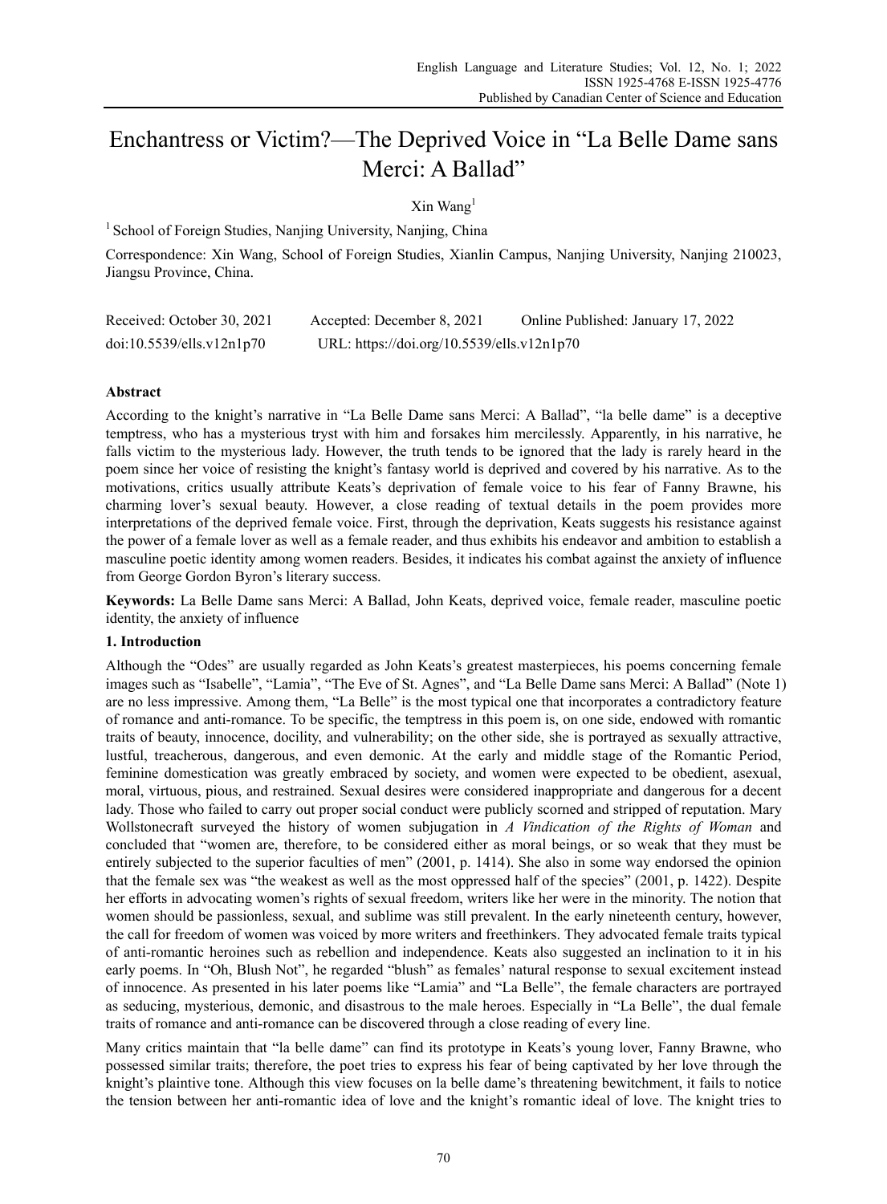# Enchantress or Victim?—The Deprived Voice in "La Belle Dame sans Merci: A Ballad"

Xin Wang[1]

[1] School of Foreign Studies, Nanjing University, Nanjing, China

Correspondence: Xin Wang, School of Foreign Studies, Xianlin Campus, Nanjing University, Nanjing 210023, Jiangsu Province, China.

Received: October 30, 2021 Accepted: December 8, 2021 Online Published: January 17, 2022

doi:10.5539/ells.v12n1p70 URL: https://doi.org/10.5539/ells.v12n1p70

## Abstract

According to the knight's narrative in "La Belle Dame sans Merci: A Ballad", "la belle dame" is a deceptive temptress, who has a mysterious tryst with him and forsakes him mercilessly. Apparently, in his narrative, he falls victim to the mysterious lady. However, the truth tends to be ignored that the lady is rarely heard in the poem since her voice of resisting the knight's fantasy world is deprived and covered by his narrative. As to the motivations, critics usually attribute Keats's deprivation of female voice to his fear of Fanny Brawne, his charming lover's sexual beauty. However, a close reading of textual details in the poem provides more interpretations of the deprived female voice. First, through the deprivation, Keats suggests his resistance against the power of a female lover as well as a female reader, and thus exhibits his endeavor and ambition to establish a masculine poetic identity among women readers. Besides, it indicates his combat against the anxiety of influence from George Gordon Byron's literary success.

**Keywords:** La Belle Dame sans Merci: A Ballad, John Keats, deprived voice, female reader, masculine poetic identity, the anxiety of influence

## 1. Introduction

Although the "Odes" are usually regarded as John Keats's greatest masterpieces, his poems concerning female images such as "Isabelle", "Lamia", "The Eve of St. Agnes", and "La Belle Dame sans Merci: A Ballad" (Note 1) are no less impressive. Among them, "La Belle" is the most typical one that incorporates a contradictory feature of romance and anti-romance. To be specific, the temptress in this poem is, on one side, endowed with romantic traits of beauty, innocence, docility, and vulnerability; on the other side, she is portrayed as sexually attractive, lustful, treacherous, dangerous, and even demonic. At the early and middle stage of the Romantic Period, feminine domestication was greatly embraced by society, and women were expected to be obedient, asexual, moral, virtuous, pious, and restrained. Sexual desires were considered inappropriate and dangerous for a decent lady. Those who failed to carry out proper social conduct were publicly scorned and stripped of reputation. Mary Wollstonecraft surveyed the history of women subjugation in *A Vindication of the Rights of Woman* and concluded that "women are, therefore, to be considered either as moral beings, or so weak that they must be entirely subjected to the superior faculties of men" (2001, p. 1414). She also in some way endorsed the opinion that the female sex was "the weakest as well as the most oppressed half of the species" (2001, p. 1422). Despite her efforts in advocating women's rights of sexual freedom, writers like her were in the minority. The notion that women should be passionless, sexual, and sublime was still prevalent. In the early nineteenth century, however, the call for freedom of women was voiced by more writers and freethinkers. They advocated female traits typical of anti-romantic heroines such as rebellion and independence. Keats also suggested an inclination to it in his early poems. In "Oh, Blush Not", he regarded "blush" as females' natural response to sexual excitement instead of innocence. As presented in his later poems like "Lamia" and "La Belle", the female characters are portrayed as seducing, mysterious, demonic, and disastrous to the male heroes. Especially in "La Belle", the dual female traits of romance and anti-romance can be discovered through a close reading of every line.

Many critics maintain that "la belle dame" can find its prototype in Keats's young lover, Fanny Brawne, who possessed similar traits; therefore, the poet tries to express his fear of being captivated by her love through the knight's plaintive tone. Although this view focuses on la belle dame's threatening bewitchment, it fails to notice the tension between her anti-romantic idea of love and the knight's romantic ideal of love. The knight tries to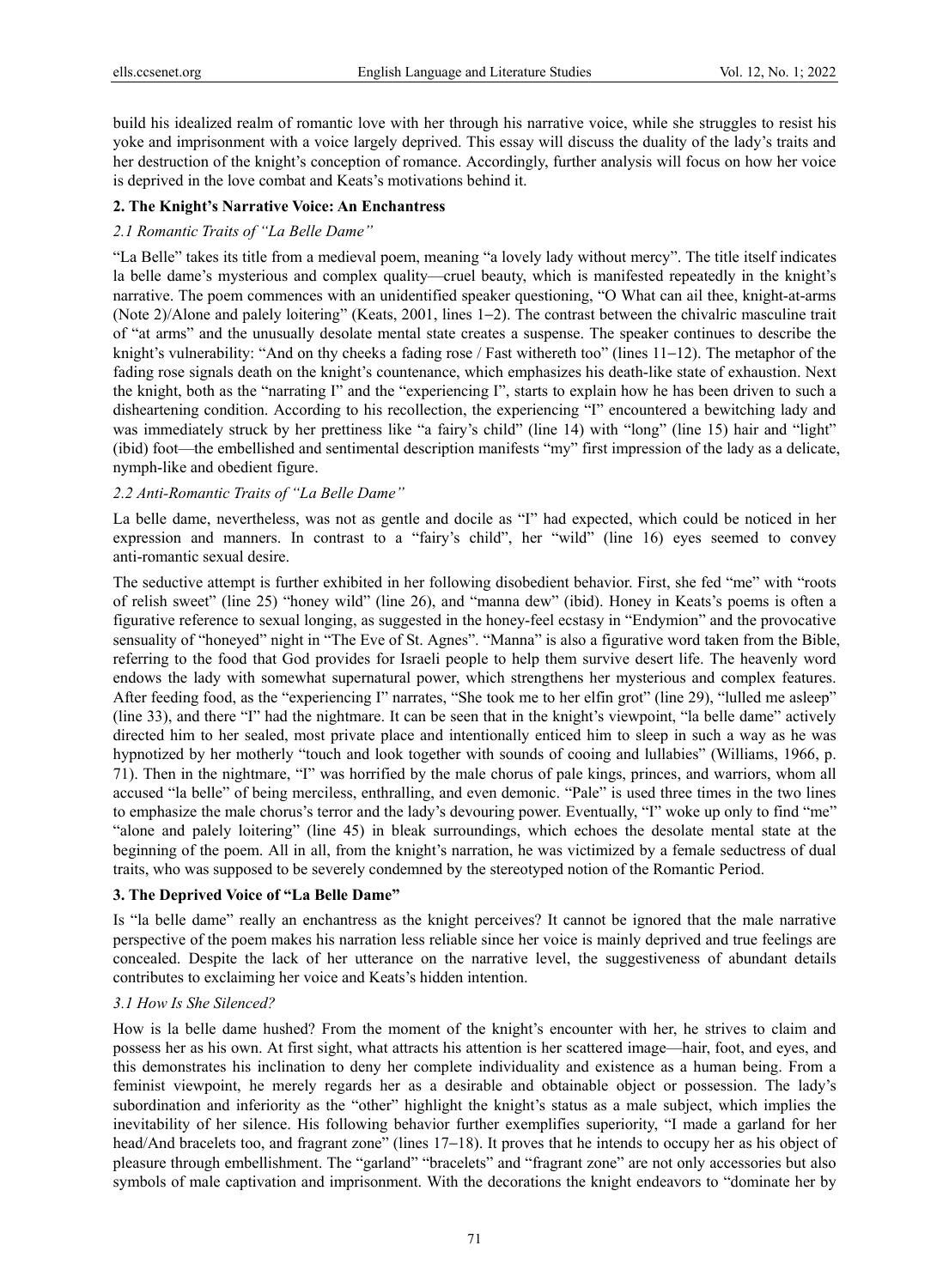build his idealized realm of romantic love with her through his narrative voice, while she struggles to resist his yoke and imprisonment with a voice largely deprived. This essay will discuss the duality of the lady's traits and her destruction of the knight's conception of romance. Accordingly, further analysis will focus on how her voice is deprived in the love combat and Keats's motivations behind it.

## 2. The Knight's Narrative Voice: An Enchantress

### *2.1 Romantic Traits of "La Belle Dame"*

"La Belle" takes its title from a medieval poem, meaning "a lovely lady without mercy". The title itself indicates la belle dame's mysterious and complex quality—cruel beauty, which is manifested repeatedly in the knight's narrative. The poem commences with an unidentified speaker questioning, "O What can ail thee, knight-at-arms (Note 2)/Alone and palely loitering" (Keats, 2001, lines 1−2). The contrast between the chivalric masculine trait of "at arms" and the unusually desolate mental state creates a suspense. The speaker continues to describe the knight's vulnerability: "And on thy cheeks a fading rose / Fast withereth too" (lines 11−12). The metaphor of the fading rose signals death on the knight's countenance, which emphasizes his death-like state of exhaustion. Next the knight, both as the "narrating I" and the "experiencing I", starts to explain how he has been driven to such a disheartening condition. According to his recollection, the experiencing "I" encountered a bewitching lady and was immediately struck by her prettiness like "a fairy's child" (line 14) with "long" (line 15) hair and "light" (ibid) foot—the embellished and sentimental description manifests "my" first impression of the lady as a delicate, nymph-like and obedient figure.

### *2.2 Anti-Romantic Traits of "La Belle Dame"*

La belle dame, nevertheless, was not as gentle and docile as "I" had expected, which could be noticed in her expression and manners. In contrast to a "fairy's child", her "wild" (line 16) eyes seemed to convey anti-romantic sexual desire.

The seductive attempt is further exhibited in her following disobedient behavior. First, she fed "me" with "roots of relish sweet" (line 25) "honey wild" (line 26), and "manna dew" (ibid). Honey in Keats's poems is often a figurative reference to sexual longing, as suggested in the honey-feel ecstasy in "Endymion" and the provocative sensuality of "honeyed" night in "The Eve of St. Agnes". "Manna" is also a figurative word taken from the Bible, referring to the food that God provides for Israeli people to help them survive desert life. The heavenly word endows the lady with somewhat supernatural power, which strengthens her mysterious and complex features. After feeding food, as the "experiencing I" narrates, "She took me to her elfin grot" (line 29), "lulled me asleep" (line 33), and there "I" had the nightmare. It can be seen that in the knight's viewpoint, "la belle dame" actively directed him to her sealed, most private place and intentionally enticed him to sleep in such a way as he was hypnotized by her motherly "touch and look together with sounds of cooing and lullabies" (Williams, 1966, p. 71). Then in the nightmare, "I" was horrified by the male chorus of pale kings, princes, and warriors, whom all accused "la belle" of being merciless, enthralling, and even demonic. "Pale" is used three times in the two lines to emphasize the male chorus's terror and the lady's devouring power. Eventually, "I" woke up only to find "me" "alone and palely loitering" (line 45) in bleak surroundings, which echoes the desolate mental state at the beginning of the poem. All in all, from the knight's narration, he was victimized by a female seductress of dual traits, who was supposed to be severely condemned by the stereotyped notion of the Romantic Period.

## 3. The Deprived Voice of "La Belle Dame"

Is "la belle dame" really an enchantress as the knight perceives? It cannot be ignored that the male narrative perspective of the poem makes his narration less reliable since her voice is mainly deprived and true feelings are concealed. Despite the lack of her utterance on the narrative level, the suggestiveness of abundant details contributes to exclaiming her voice and Keats's hidden intention.

### *3.1 How Is She Silenced?*

How is la belle dame hushed? From the moment of the knight's encounter with her, he strives to claim and possess her as his own. At first sight, what attracts his attention is her scattered image—hair, foot, and eyes, and this demonstrates his inclination to deny her complete individuality and existence as a human being. From a feminist viewpoint, he merely regards her as a desirable and obtainable object or possession. The lady's subordination and inferiority as the "other" highlight the knight's status as a male subject, which implies the inevitability of her silence. His following behavior further exemplifies superiority, "I made a garland for her head/And bracelets too, and fragrant zone" (lines 17−18). It proves that he intends to occupy her as his object of pleasure through embellishment. The "garland" "bracelets" and "fragrant zone" are not only accessories but also symbols of male captivation and imprisonment. With the decorations the knight endeavors to "dominate her by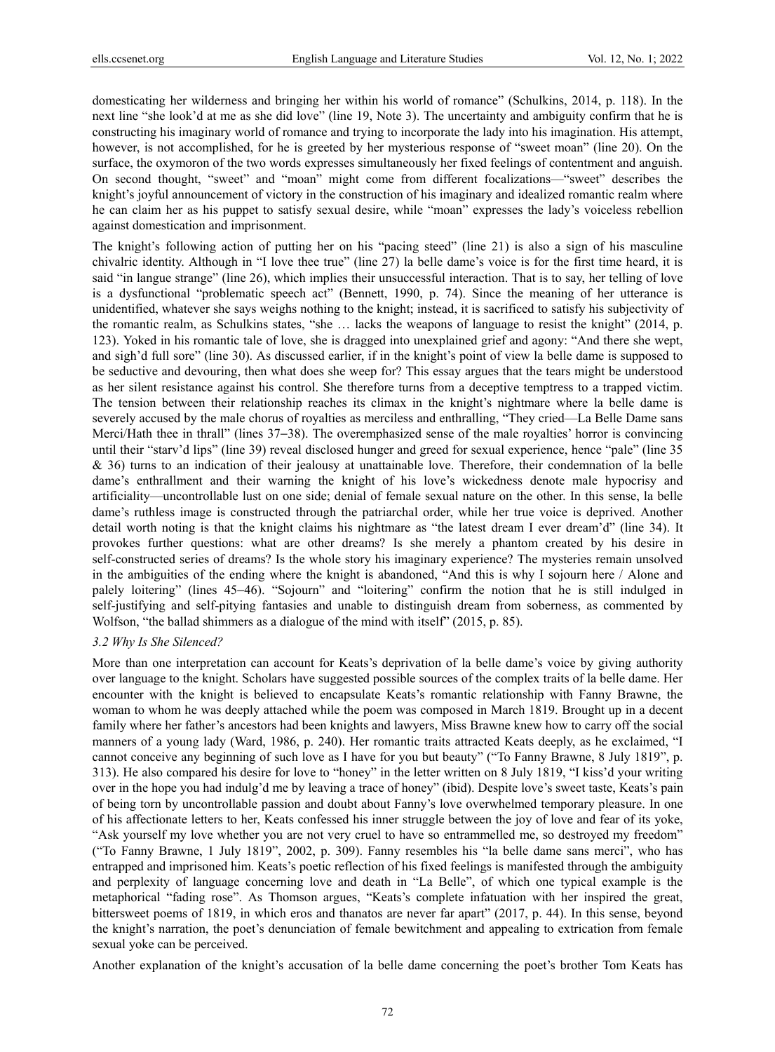domesticating her wilderness and bringing her within his world of romance" (Schulkins, 2014, p. 118). In the next line "she look'd at me as she did love" (line 19, Note 3). The uncertainty and ambiguity confirm that he is constructing his imaginary world of romance and trying to incorporate the lady into his imagination. His attempt, however, is not accomplished, for he is greeted by her mysterious response of "sweet moan" (line 20). On the surface, the oxymoron of the two words expresses simultaneously her fixed feelings of contentment and anguish. On second thought, "sweet" and "moan" might come from different focalizations—"sweet" describes the knight's joyful announcement of victory in the construction of his imaginary and idealized romantic realm where he can claim her as his puppet to satisfy sexual desire, while "moan" expresses the lady's voiceless rebellion against domestication and imprisonment.

The knight's following action of putting her on his "pacing steed" (line 21) is also a sign of his masculine chivalric identity. Although in "I love thee true" (line 27) la belle dame's voice is for the first time heard, it is said "in langue strange" (line 26), which implies their unsuccessful interaction. That is to say, her telling of love is a dysfunctional "problematic speech act" (Bennett, 1990, p. 74). Since the meaning of her utterance is unidentified, whatever she says weighs nothing to the knight; instead, it is sacrificed to satisfy his subjectivity of the romantic realm, as Schulkins states, "she … lacks the weapons of language to resist the knight" (2014, p. 123). Yoked in his romantic tale of love, she is dragged into unexplained grief and agony: "And there she wept, and sigh'd full sore" (line 30). As discussed earlier, if in the knight's point of view la belle dame is supposed to be seductive and devouring, then what does she weep for? This essay argues that the tears might be understood as her silent resistance against his control. She therefore turns from a deceptive temptress to a trapped victim. The tension between their relationship reaches its climax in the knight's nightmare where la belle dame is severely accused by the male chorus of royalties as merciless and enthralling, "They cried—La Belle Dame sans Merci/Hath thee in thrall" (lines 37–38). The overemphasized sense of the male royalties' horror is convincing until their "starv'd lips" (line 39) reveal disclosed hunger and greed for sexual experience, hence "pale" (line 35 & 36) turns to an indication of their jealousy at unattainable love. Therefore, their condemnation of la belle dame's enthrallment and their warning the knight of his love's wickedness denote male hypocrisy and artificiality—uncontrollable lust on one side; denial of female sexual nature on the other. In this sense, la belle dame's ruthless image is constructed through the patriarchal order, while her true voice is deprived. Another detail worth noting is that the knight claims his nightmare as "the latest dream I ever dream'd" (line 34). It provokes further questions: what are other dreams? Is she merely a phantom created by his desire in self-constructed series of dreams? Is the whole story his imaginary experience? The mysteries remain unsolved in the ambiguities of the ending where the knight is abandoned, "And this is why I sojourn here / Alone and palely loitering" (lines 45–46). "Sojourn" and "loitering" confirm the notion that he is still indulged in self-justifying and self-pitying fantasies and unable to distinguish dream from soberness, as commented by Wolfson, "the ballad shimmers as a dialogue of the mind with itself" (2015, p. 85).

### *3.2 Why Is She Silenced?*

More than one interpretation can account for Keats's deprivation of la belle dame's voice by giving authority over language to the knight. Scholars have suggested possible sources of the complex traits of la belle dame. Her encounter with the knight is believed to encapsulate Keats's romantic relationship with Fanny Brawne, the woman to whom he was deeply attached while the poem was composed in March 1819. Brought up in a decent family where her father's ancestors had been knights and lawyers, Miss Brawne knew how to carry off the social manners of a young lady (Ward, 1986, p. 240). Her romantic traits attracted Keats deeply, as he exclaimed, "I cannot conceive any beginning of such love as I have for you but beauty" ("To Fanny Brawne, 8 July 1819", p. 313). He also compared his desire for love to "honey" in the letter written on 8 July 1819, "I kiss'd your writing over in the hope you had indulg'd me by leaving a trace of honey" (ibid). Despite love's sweet taste, Keats's pain of being torn by uncontrollable passion and doubt about Fanny's love overwhelmed temporary pleasure. In one of his affectionate letters to her, Keats confessed his inner struggle between the joy of love and fear of its yoke, "Ask yourself my love whether you are not very cruel to have so entrammelled me, so destroyed my freedom" ("To Fanny Brawne, 1 July 1819", 2002, p. 309). Fanny resembles his "la belle dame sans merci", who has entrapped and imprisoned him. Keats's poetic reflection of his fixed feelings is manifested through the ambiguity and perplexity of language concerning love and death in "La Belle", of which one typical example is the metaphorical "fading rose". As Thomson argues, "Keats's complete infatuation with her inspired the great, bittersweet poems of 1819, in which eros and thanatos are never far apart" (2017, p. 44). In this sense, beyond the knight's narration, the poet's denunciation of female bewitchment and appealing to extrication from female sexual yoke can be perceived.

Another explanation of the knight's accusation of la belle dame concerning the poet's brother Tom Keats has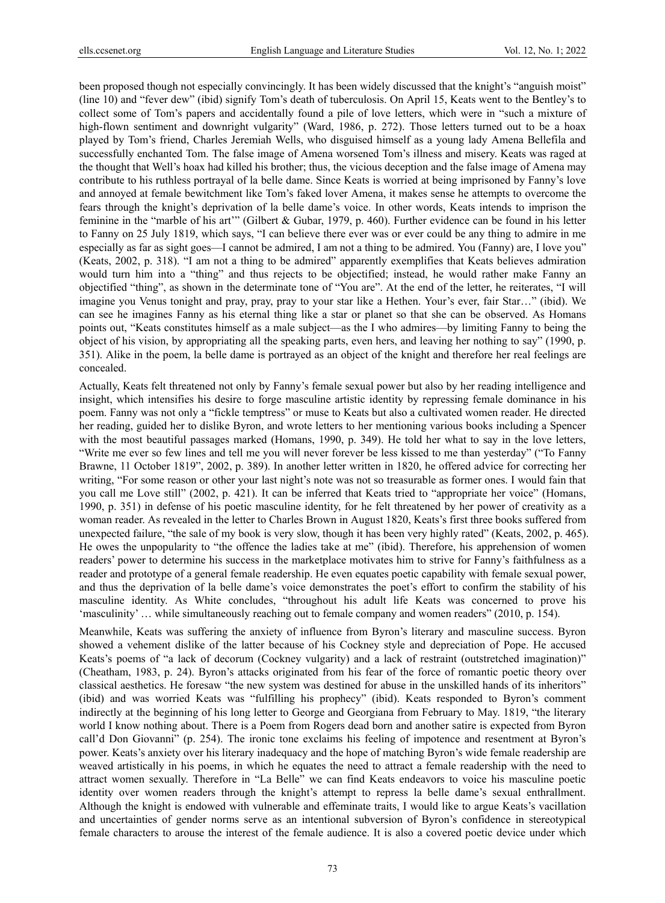been proposed though not especially convincingly. It has been widely discussed that the knight's "anguish moist" (line 10) and "fever dew" (ibid) signify Tom's death of tuberculosis. On April 15, Keats went to the Bentley's to collect some of Tom's papers and accidentally found a pile of love letters, which were in "such a mixture of high-flown sentiment and downright vulgarity" (Ward, 1986, p. 272). Those letters turned out to be a hoax played by Tom's friend, Charles Jeremiah Wells, who disguised himself as a young lady Amena Bellefila and successfully enchanted Tom. The false image of Amena worsened Tom's illness and misery. Keats was raged at the thought that Well's hoax had killed his brother; thus, the vicious deception and the false image of Amena may contribute to his ruthless portrayal of la belle dame. Since Keats is worried at being imprisoned by Fanny's love and annoyed at female bewitchment like Tom's faked lover Amena, it makes sense he attempts to overcome the fears through the knight's deprivation of la belle dame's voice. In other words, Keats intends to imprison the feminine in the "marble of his art'" (Gilbert & Gubar, 1979, p. 460). Further evidence can be found in his letter to Fanny on 25 July 1819, which says, "I can believe there ever was or ever could be any thing to admire in me especially as far as sight goes—I cannot be admired, I am not a thing to be admired. You (Fanny) are, I love you" (Keats, 2002, p. 318). "I am not a thing to be admired" apparently exemplifies that Keats believes admiration would turn him into a "thing" and thus rejects to be objectified; instead, he would rather make Fanny an objectified "thing", as shown in the determinate tone of "You are". At the end of the letter, he reiterates, "I will imagine you Venus tonight and pray, pray, pray to your star like a Hethen. Your's ever, fair Star…" (ibid). We can see he imagines Fanny as his eternal thing like a star or planet so that she can be observed. As Homans points out, "Keats constitutes himself as a male subject—as the I who admires—by limiting Fanny to being the object of his vision, by appropriating all the speaking parts, even hers, and leaving her nothing to say" (1990, p. 351). Alike in the poem, la belle dame is portrayed as an object of the knight and therefore her real feelings are concealed.

Actually, Keats felt threatened not only by Fanny's female sexual power but also by her reading intelligence and insight, which intensifies his desire to forge masculine artistic identity by repressing female dominance in his poem. Fanny was not only a "fickle temptress" or muse to Keats but also a cultivated women reader. He directed her reading, guided her to dislike Byron, and wrote letters to her mentioning various books including a Spencer with the most beautiful passages marked (Homans, 1990, p. 349). He told her what to say in the love letters, "Write me ever so few lines and tell me you will never forever be less kissed to me than yesterday" ("To Fanny Brawne, 11 October 1819", 2002, p. 389). In another letter written in 1820, he offered advice for correcting her writing, "For some reason or other your last night's note was not so treasurable as former ones. I would fain that you call me Love still" (2002, p. 421). It can be inferred that Keats tried to "appropriate her voice" (Homans, 1990, p. 351) in defense of his poetic masculine identity, for he felt threatened by her power of creativity as a woman reader. As revealed in the letter to Charles Brown in August 1820, Keats's first three books suffered from unexpected failure, "the sale of my book is very slow, though it has been very highly rated" (Keats, 2002, p. 465). He owes the unpopularity to "the offence the ladies take at me" (ibid). Therefore, his apprehension of women readers' power to determine his success in the marketplace motivates him to strive for Fanny's faithfulness as a reader and prototype of a general female readership. He even equates poetic capability with female sexual power, and thus the deprivation of la belle dame's voice demonstrates the poet's effort to confirm the stability of his masculine identity. As White concludes, "throughout his adult life Keats was concerned to prove his 'masculinity' … while simultaneously reaching out to female company and women readers" (2010, p. 154).

Meanwhile, Keats was suffering the anxiety of influence from Byron's literary and masculine success. Byron showed a vehement dislike of the latter because of his Cockney style and depreciation of Pope. He accused Keats's poems of "a lack of decorum (Cockney vulgarity) and a lack of restraint (outstretched imagination)" (Cheatham, 1983, p. 24). Byron's attacks originated from his fear of the force of romantic poetic theory over classical aesthetics. He foresaw "the new system was destined for abuse in the unskilled hands of its inheritors" (ibid) and was worried Keats was "fulfilling his prophecy" (ibid). Keats responded to Byron's comment indirectly at the beginning of his long letter to George and Georgiana from February to May. 1819, "the literary world I know nothing about. There is a Poem from Rogers dead born and another satire is expected from Byron call'd Don Giovanni" (p. 254). The ironic tone exclaims his feeling of impotence and resentment at Byron's power. Keats's anxiety over his literary inadequacy and the hope of matching Byron's wide female readership are weaved artistically in his poems, in which he equates the need to attract a female readership with the need to attract women sexually. Therefore in "La Belle" we can find Keats endeavors to voice his masculine poetic identity over women readers through the knight's attempt to repress la belle dame's sexual enthrallment. Although the knight is endowed with vulnerable and effeminate traits, I would like to argue Keats's vacillation and uncertainties of gender norms serve as an intentional subversion of Byron's confidence in stereotypical female characters to arouse the interest of the female audience. It is also a covered poetic device under which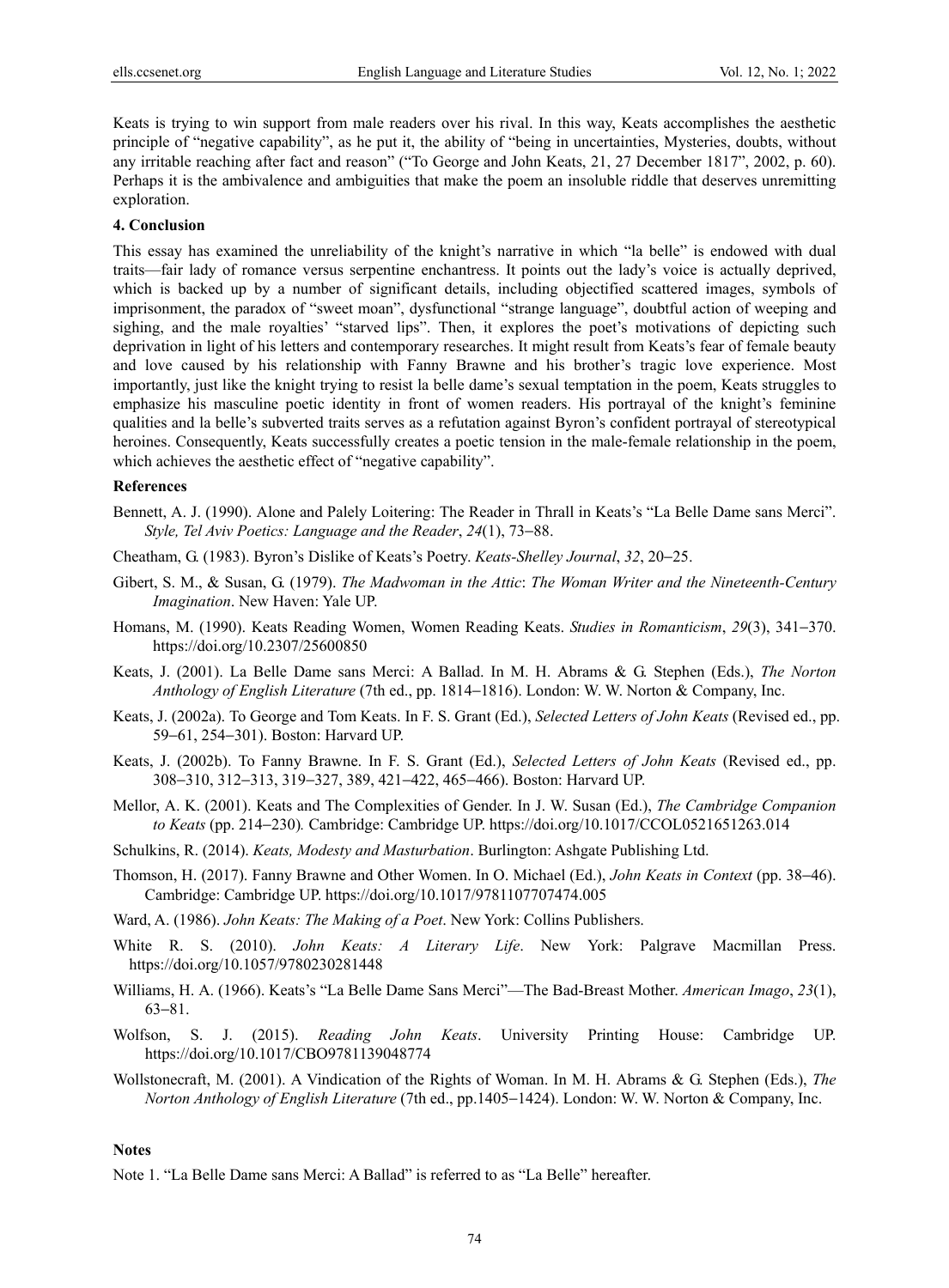Keats is trying to win support from male readers over his rival. In this way, Keats accomplishes the aesthetic principle of "negative capability", as he put it, the ability of "being in uncertainties, Mysteries, doubts, without any irritable reaching after fact and reason" ("To George and John Keats, 21, 27 December 1817", 2002, p. 60). Perhaps it is the ambivalence and ambiguities that make the poem an insoluble riddle that deserves unremitting exploration.

## 4. Conclusion

This essay has examined the unreliability of the knight's narrative in which "la belle" is endowed with dual traits—fair lady of romance versus serpentine enchantress. It points out the lady's voice is actually deprived, which is backed up by a number of significant details, including objectified scattered images, symbols of imprisonment, the paradox of "sweet moan", dysfunctional "strange language", doubtful action of weeping and sighing, and the male royalties' "starved lips". Then, it explores the poet's motivations of depicting such deprivation in light of his letters and contemporary researches. It might result from Keats's fear of female beauty and love caused by his relationship with Fanny Brawne and his brother's tragic love experience. Most importantly, just like the knight trying to resist la belle dame's sexual temptation in the poem, Keats struggles to emphasize his masculine poetic identity in front of women readers. His portrayal of the knight's feminine qualities and la belle's subverted traits serves as a refutation against Byron's confident portrayal of stereotypical heroines. Consequently, Keats successfully creates a poetic tension in the male-female relationship in the poem, which achieves the aesthetic effect of "negative capability".

## References

Bennett, A. J. (1990). Alone and Palely Loitering: The Reader in Thrall in Keats's "La Belle Dame sans Merci". *Style, Tel Aviv Poetics: Language and the Reader*, *24*(1), 73–88.

Cheatham, G. (1983). Byron's Dislike of Keats's Poetry. *Keats-Shelley Journal*, *32*, 20–25.

Gibert, S. M., & Susan, G. (1979). *The Madwoman in the Attic*: *The Woman Writer and the Nineteenth-Century Imagination*. New Haven: Yale UP.

Homans, M. (1990). Keats Reading Women, Women Reading Keats. *Studies in Romanticism*, *29*(3), 341–370. https://doi.org/10.2307/25600850

Keats, J. (2001). La Belle Dame sans Merci: A Ballad. In M. H. Abrams & G. Stephen (Eds.), *The Norton Anthology of English Literature* (7th ed., pp. 1814–1816). London: W. W. Norton & Company, Inc.

Keats, J. (2002a). To George and Tom Keats. In F. S. Grant (Ed.), *Selected Letters of John Keats* (Revised ed., pp. 59–61, 254–301). Boston: Harvard UP.

Keats, J. (2002b). To Fanny Brawne. In F. S. Grant (Ed.), *Selected Letters of John Keats* (Revised ed., pp. 308–310, 312–313, 319–327, 389, 421–422, 465–466). Boston: Harvard UP.

Mellor, A. K. (2001). Keats and The Complexities of Gender. In J. W. Susan (Ed.), *The Cambridge Companion to Keats* (pp. 214–230)*.* Cambridge: Cambridge UP. https://doi.org/10.1017/CCOL0521651263.014

Schulkins, R. (2014). *Keats, Modesty and Masturbation*. Burlington: Ashgate Publishing Ltd.

Thomson, H. (2017). Fanny Brawne and Other Women. In O. Michael (Ed.), *John Keats in Context* (pp. 38–46). Cambridge: Cambridge UP. https://doi.org/10.1017/9781107707474.005

Ward, A. (1986). *John Keats: The Making of a Poet*. New York: Collins Publishers.

White R. S. (2010). *John Keats: A Literary Life*. New York: Palgrave Macmillan Press. https://doi.org/10.1057/9780230281448

Williams, H. A. (1966). Keats's "La Belle Dame Sans Merci"—The Bad-Breast Mother. *American Imago*, *23*(1), 63–81.

Wolfson, S. J. (2015). *Reading John Keats*. University Printing House: Cambridge UP. https://doi.org/10.1017/CBO9781139048774

Wollstonecraft, M. (2001). A Vindication of the Rights of Woman. In M. H. Abrams & G. Stephen (Eds.), *The Norton Anthology of English Literature* (7th ed., pp.1405–1424). London: W. W. Norton & Company, Inc.

## Notes

Note 1. "La Belle Dame sans Merci: A Ballad" is referred to as "La Belle" hereafter.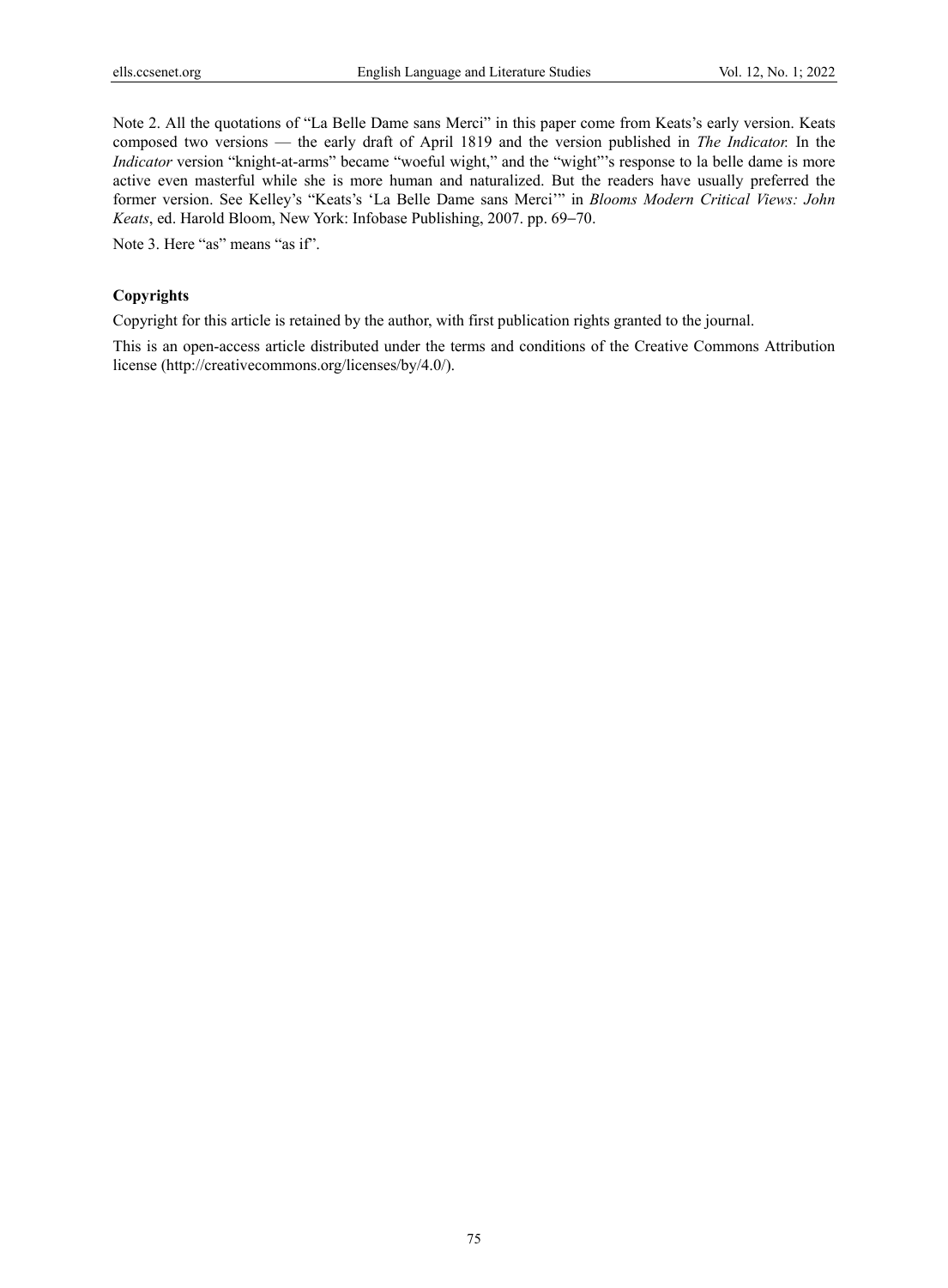Note 2. All the quotations of "La Belle Dame sans Merci" in this paper come from Keats's early version. Keats composed two versions — the early draft of April 1819 and the version published in *The Indicator.* In the *Indicator* version "knight-at-arms" became "woeful wight," and the "wight"'s response to la belle dame is more active even masterful while she is more human and naturalized. But the readers have usually preferred the former version. See Kelley's "Keats's 'La Belle Dame sans Merci'" in *Blooms Modern Critical Views: John Keats*, ed. Harold Bloom, New York: Infobase Publishing, 2007. pp. 69–70.

Note 3. Here "as" means "as if".

**Copyrights**

Copyright for this article is retained by the author, with first publication rights granted to the journal.

This is an open-access article distributed under the terms and conditions of the Creative Commons Attribution license (http://creativecommons.org/licenses/by/4.0/).